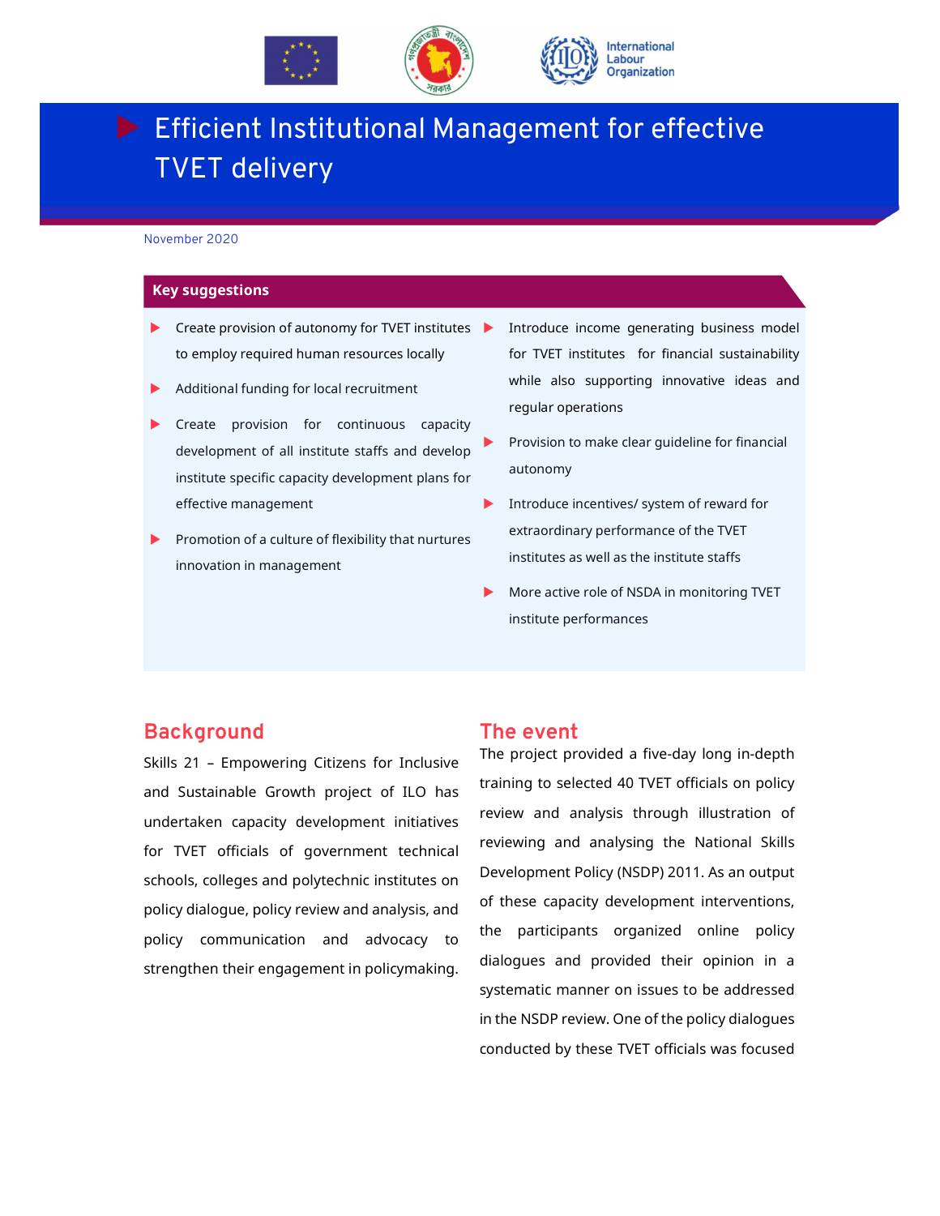# Efficient Institutional Management for effective TVET delivery

November 2020

## Key suggestions

- Create provision of autonomy for TVET institutes to employ required human resources locally
- Additional funding for local recruitment
- Create provision for continuous capacity development of all institute staffs and develop institute specific capacity development plans for effective management
- Promotion of a culture of flexibility that nurtures innovation in management
- Introduce income generating business model for TVET institutes for financial sustainability while also supporting innovative ideas and regular operations
- Provision to make clear guideline for financial autonomy
- Introduce incentives/ system of reward for extraordinary performance of the TVET institutes as well as the institute staffs
- More active role of NSDA in monitoring TVET institute performances

## Background

Skills 21 – Empowering Citizens for Inclusive and Sustainable Growth project of ILO has undertaken capacity development initiatives for TVET officials of government technical schools, colleges and polytechnic institutes on policy dialogue, policy review and analysis, and policy communication and advocacy to strengthen their engagement in policymaking.

## The event

The project provided a five-day long in-depth training to selected 40 TVET officials on policy review and analysis through illustration of reviewing and analysing the National Skills Development Policy (NSDP) 2011. As an output of these capacity development interventions, the participants organized online policy dialogues and provided their opinion in a systematic manner on issues to be addressed in the NSDP review. One of the policy dialogues conducted by these TVET officials was focused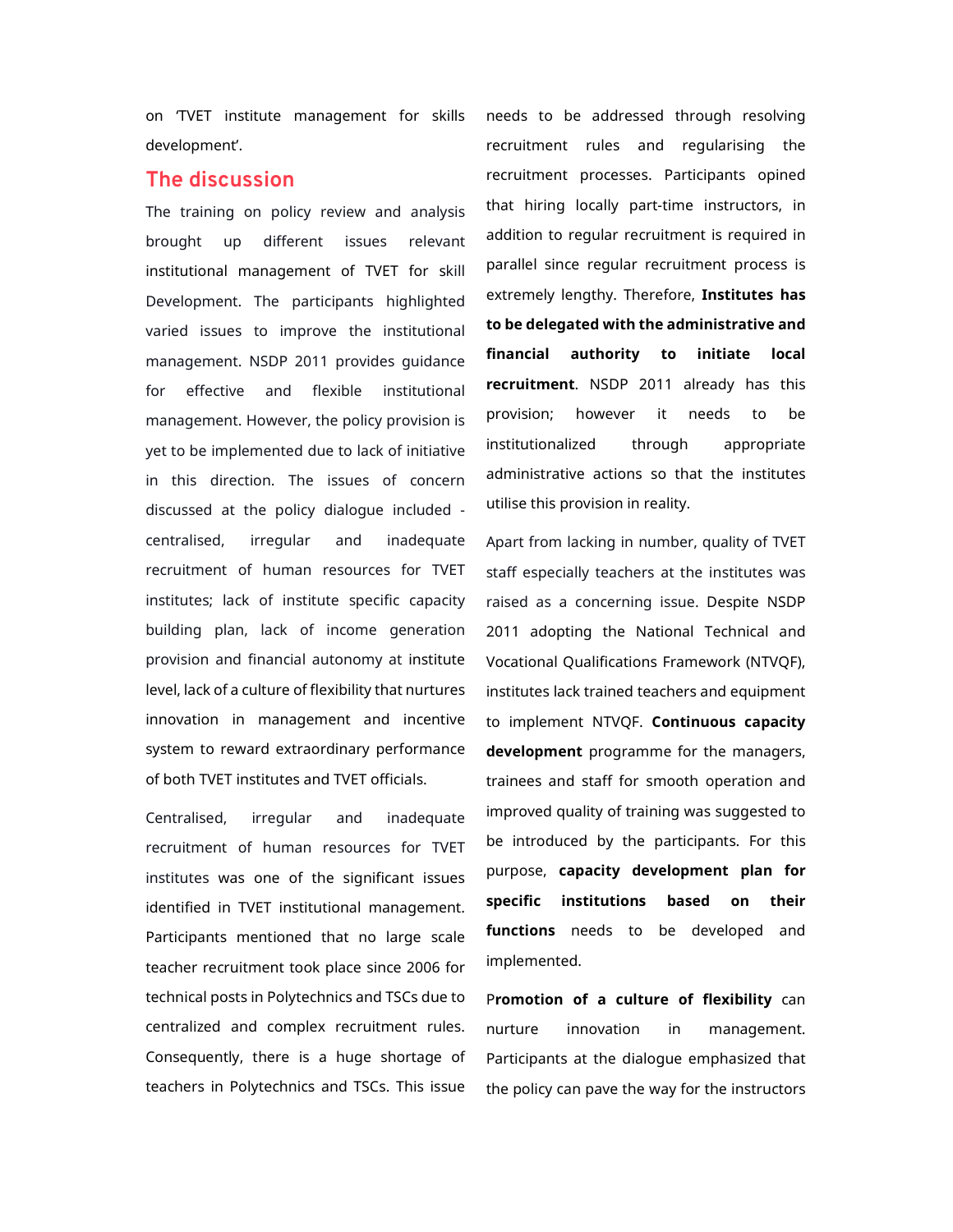on 'TVET institute management for skills development'.

## The discussion

The training on policy review and analysis brought up different issues relevant institutional management of TVET for skill Development. The participants highlighted varied issues to improve the institutional management. NSDP 2011 provides guidance for effective and flexible institutional management. However, the policy provision is yet to be implemented due to lack of initiative in this direction. The issues of concern discussed at the policy dialogue included - centralised, irregular and inadequate recruitment of human resources for TVET institutes; lack of institute specific capacity building plan, lack of income generation provision and financial autonomy at institute level, lack of a culture of flexibility that nurtures innovation in management and incentive system to reward extraordinary performance of both TVET institutes and TVET officials.

Centralised, irregular and inadequate recruitment of human resources for TVET institutes was one of the significant issues identified in TVET institutional management. Participants mentioned that no large scale teacher recruitment took place since 2006 for technical posts in Polytechnics and TSCs due to centralized and complex recruitment rules. Consequently, there is a huge shortage of teachers in Polytechnics and TSCs. This issue needs to be addressed through resolving recruitment rules and regularising the recruitment processes. Participants opined that hiring locally part-time instructors, in addition to regular recruitment is required in parallel since regular recruitment process is extremely lengthy. Therefore, **Institutes has to be delegated with the administrative and financial authority to initiate local recruitment**. NSDP 2011 already has this provision; however it needs to be institutionalized through appropriate administrative actions so that the institutes utilise this provision in reality.

Apart from lacking in number, quality of TVET staff especially teachers at the institutes was raised as a concerning issue. Despite NSDP 2011 adopting the National Technical and Vocational Qualifications Framework (NTVQF), institutes lack trained teachers and equipment to implement NTVQF. **Continuous capacity development** programme for the managers, trainees and staff for smooth operation and improved quality of training was suggested to be introduced by the participants. For this purpose, **capacity development plan for specific institutions based on their functions** needs to be developed and implemented.

P**romotion of a culture of flexibility** can nurture innovation in management. Participants at the dialogue emphasized that the policy can pave the way for the instructors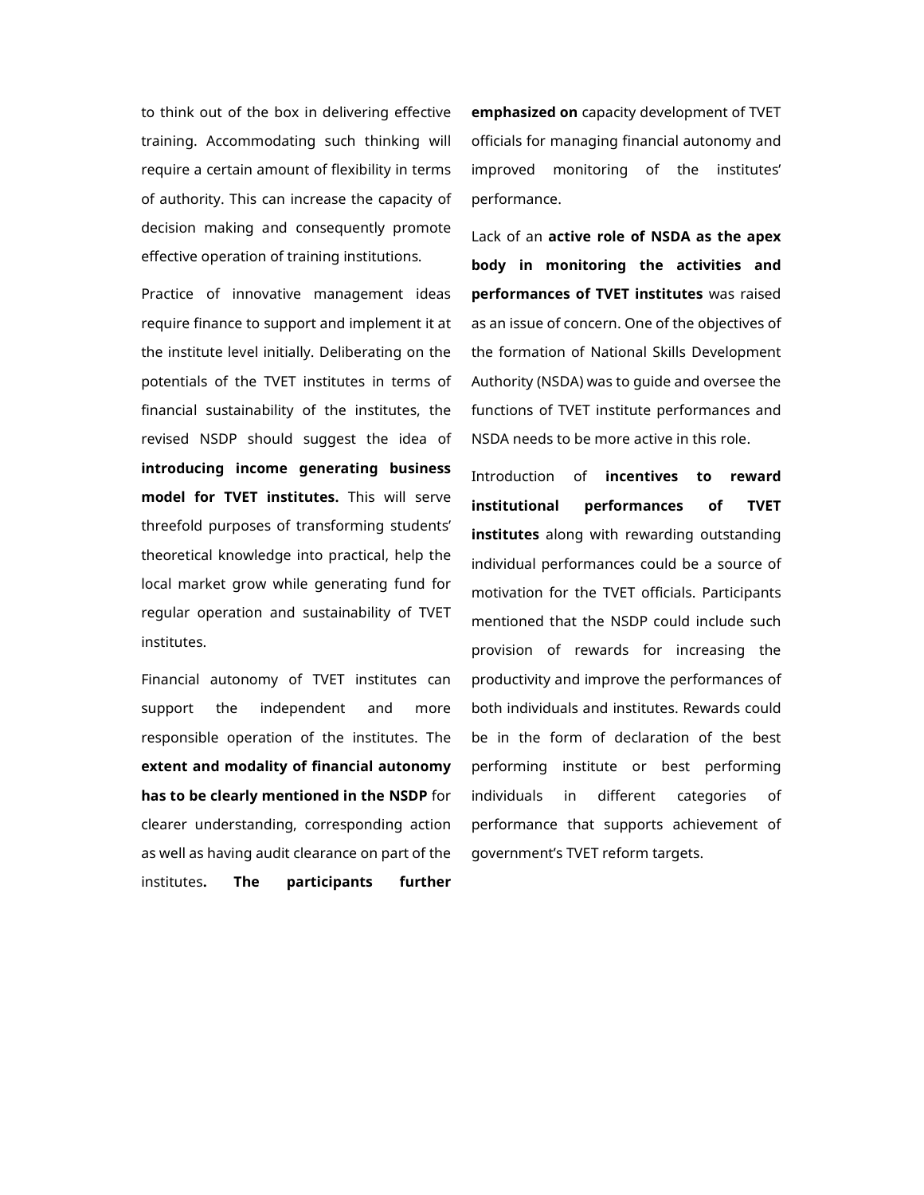to think out of the box in delivering effective training. Accommodating such thinking will require a certain amount of flexibility in terms of authority. This can increase the capacity of decision making and consequently promote effective operation of training institutions.

Practice of innovative management ideas require finance to support and implement it at the institute level initially. Deliberating on the potentials of the TVET institutes in terms of financial sustainability of the institutes, the revised NSDP should suggest the idea of **introducing income generating business model for TVET institutes.** This will serve threefold purposes of transforming students' theoretical knowledge into practical, help the local market grow while generating fund for regular operation and sustainability of TVET institutes.

Financial autonomy of TVET institutes can support the independent and more responsible operation of the institutes. The **extent and modality of financial autonomy has to be clearly mentioned in the NSDP** for clearer understanding, corresponding action as well as having audit clearance on part of the institutes**. The participants further emphasized on** capacity development of TVET officials for managing financial autonomy and improved monitoring of the institutes' performance.

Lack of an **active role of NSDA as the apex body in monitoring the activities and performances of TVET institutes** was raised as an issue of concern. One of the objectives of the formation of National Skills Development Authority (NSDA) was to guide and oversee the functions of TVET institute performances and NSDA needs to be more active in this role.

Introduction of **incentives to reward institutional performances of TVET institutes** along with rewarding outstanding individual performances could be a source of motivation for the TVET officials. Participants mentioned that the NSDP could include such provision of rewards for increasing the productivity and improve the performances of both individuals and institutes. Rewards could be in the form of declaration of the best performing institute or best performing individuals in different categories of performance that supports achievement of government's TVET reform targets.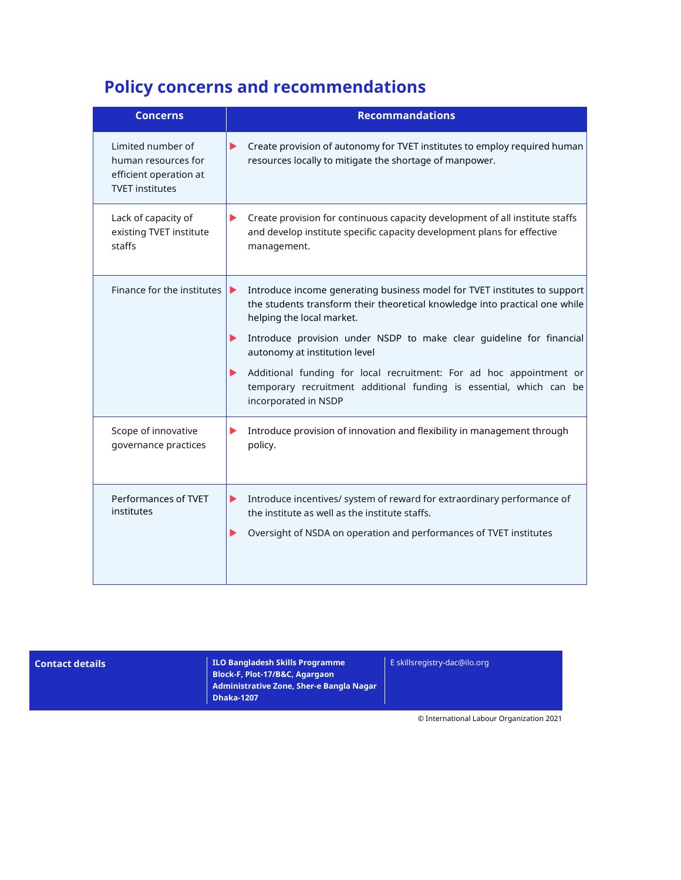## Policy concerns and recommendations

| Concerns | Recommandations |
|---|---|
| Limited number of human resources for efficient operation at TVET institutes | ▶ Create provision of autonomy for TVET institutes to employ required human resources locally to mitigate the shortage of manpower. |
| Lack of capacity of existing TVET institute staffs | ▶ Create provision for continuous capacity development of all institute staffs and develop institute specific capacity development plans for effective management. |
| Finance for the institutes | ▶ Introduce income generating business model for TVET institutes to support the students transform their theoretical knowledge into practical one while helping the local market.<br>▶ Introduce provision under NSDP to make clear guideline for financial autonomy at institution level<br>▶ Additional funding for local recruitment: For ad hoc appointment or temporary recruitment additional funding is essential, which can be incorporated in NSDP |
| Scope of innovative governance practices | ▶ Introduce provision of innovation and flexibility in management through policy. |
| Performances of TVET institutes | ▶ Introduce incentives/ system of reward for extraordinary performance of the institute as well as the institute staffs.<br>▶ Oversight of NSDA on operation and performances of TVET institutes |

**Contact details**

**ILO Bangladesh Skills Programme**
**Block-F, Plot-17/B&C, Agargaon**
**Administrative Zone, Sher-e Bangla Nagar**
**Dhaka-1207**

E skillsregistry-dac@ilo.org

© International Labour Organization 2021